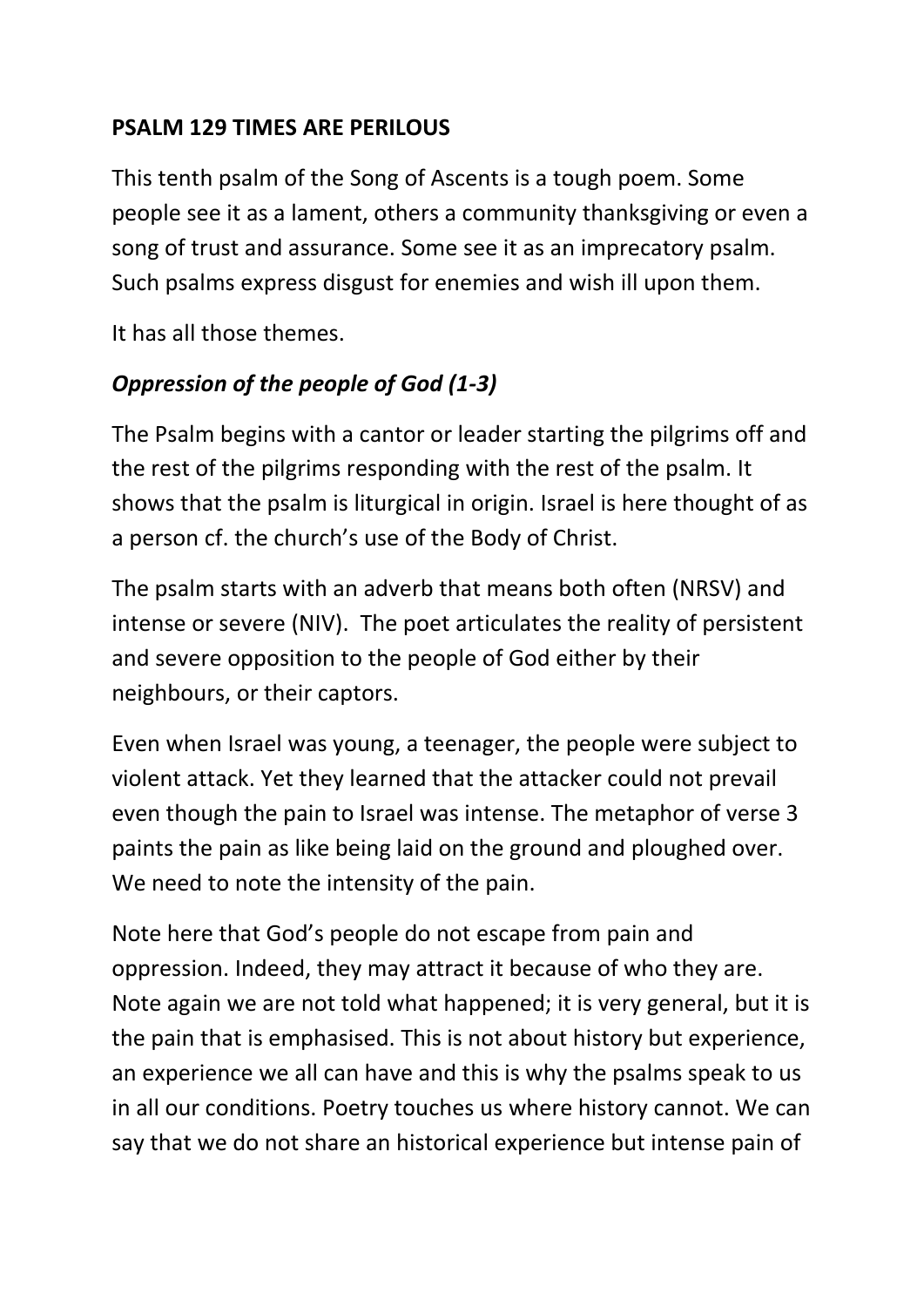**PSALM 129 TIMES ARE PERILOUS**

This tenth psalm of the Song of Ascents is a tough poem. Some people see it as a lament, others a community thanksgiving or even a song of trust and assurance. Some see it as an imprecatory psalm. Such psalms express disgust for enemies and wish ill upon them.

It has all those themes.

***Oppression of the people of God (1-3)***

The Psalm begins with a cantor or leader starting the pilgrims off and the rest of the pilgrims responding with the rest of the psalm. It shows that the psalm is liturgical in origin. Israel is here thought of as a person cf. the church's use of the Body of Christ.

The psalm starts with an adverb that means both often (NRSV) and intense or severe (NIV). The poet articulates the reality of persistent and severe opposition to the people of God either by their neighbours, or their captors.

Even when Israel was young, a teenager, the people were subject to violent attack. Yet they learned that the attacker could not prevail even though the pain to Israel was intense. The metaphor of verse 3 paints the pain as like being laid on the ground and ploughed over. We need to note the intensity of the pain.

Note here that God's people do not escape from pain and oppression. Indeed, they may attract it because of who they are. Note again we are not told what happened; it is very general, but it is the pain that is emphasised. This is not about history but experience, an experience we all can have and this is why the psalms speak to us in all our conditions. Poetry touches us where history cannot. We can say that we do not share an historical experience but intense pain of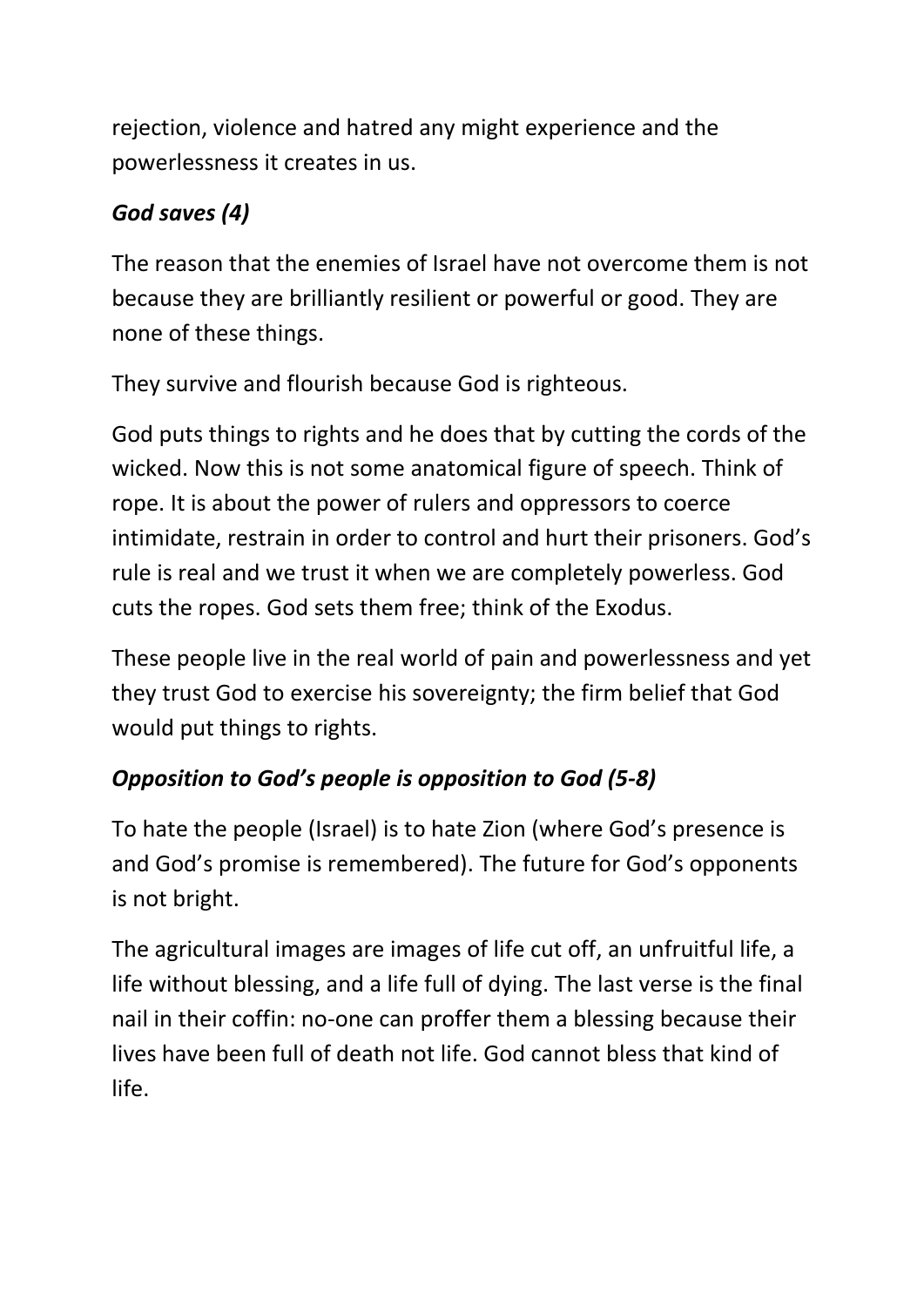rejection, violence and hatred any might experience and the powerlessness it creates in us.

***God saves (4)***

The reason that the enemies of Israel have not overcome them is not because they are brilliantly resilient or powerful or good. They are none of these things.

They survive and flourish because God is righteous.

God puts things to rights and he does that by cutting the cords of the wicked. Now this is not some anatomical figure of speech. Think of rope. It is about the power of rulers and oppressors to coerce intimidate, restrain in order to control and hurt their prisoners. God's rule is real and we trust it when we are completely powerless. God cuts the ropes. God sets them free; think of the Exodus.

These people live in the real world of pain and powerlessness and yet they trust God to exercise his sovereignty; the firm belief that God would put things to rights.

***Opposition to God's people is opposition to God (5-8)***

To hate the people (Israel) is to hate Zion (where God's presence is and God's promise is remembered). The future for God's opponents is not bright.

The agricultural images are images of life cut off, an unfruitful life, a life without blessing, and a life full of dying. The last verse is the final nail in their coffin: no-one can proffer them a blessing because their lives have been full of death not life. God cannot bless that kind of life.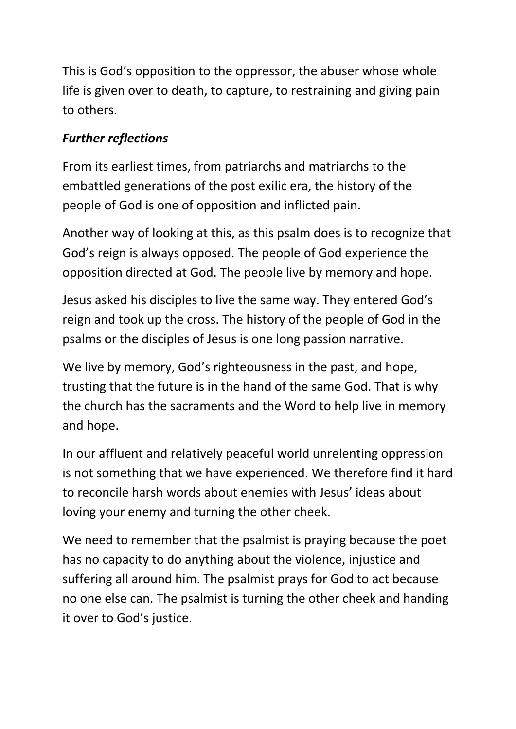This is God’s opposition to the oppressor, the abuser whose whole life is given over to death, to capture, to restraining and giving pain to others.

***Further reflections***

From its earliest times, from patriarchs and matriarchs to the embattled generations of the post exilic era, the history of the people of God is one of opposition and inflicted pain.

Another way of looking at this, as this psalm does is to recognize that God’s reign is always opposed. The people of God experience the opposition directed at God. The people live by memory and hope.

Jesus asked his disciples to live the same way. They entered God’s reign and took up the cross. The history of the people of God in the psalms or the disciples of Jesus is one long passion narrative.

We live by memory, God’s righteousness in the past, and hope, trusting that the future is in the hand of the same God. That is why the church has the sacraments and the Word to help live in memory and hope.

In our affluent and relatively peaceful world unrelenting oppression is not something that we have experienced. We therefore find it hard to reconcile harsh words about enemies with Jesus’ ideas about loving your enemy and turning the other cheek.

We need to remember that the psalmist is praying because the poet has no capacity to do anything about the violence, injustice and suffering all around him. The psalmist prays for God to act because no one else can. The psalmist is turning the other cheek and handing it over to God’s justice.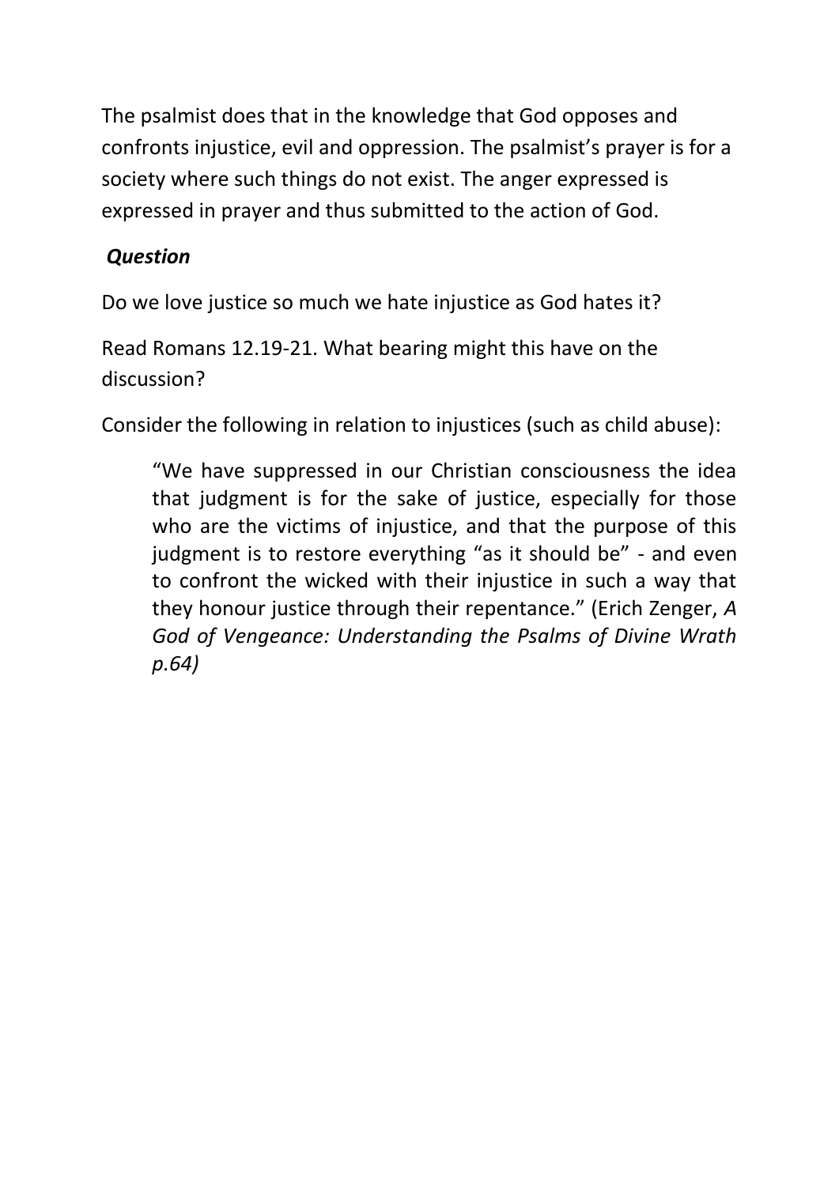The psalmist does that in the knowledge that God opposes and confronts injustice, evil and oppression. The psalmist's prayer is for a society where such things do not exist. The anger expressed is expressed in prayer and thus submitted to the action of God.

***Question***

Do we love justice so much we hate injustice as God hates it?

Read Romans 12.19-21. What bearing might this have on the discussion?

Consider the following in relation to injustices (such as child abuse):

> "We have suppressed in our Christian consciousness the idea that judgment is for the sake of justice, especially for those who are the victims of injustice, and that the purpose of this judgment is to restore everything "as it should be" - and even to confront the wicked with their injustice in such a way that they honour justice through their repentance." (Erich Zenger, *A God of Vengeance: Understanding the Psalms of Divine Wrath p.64)*